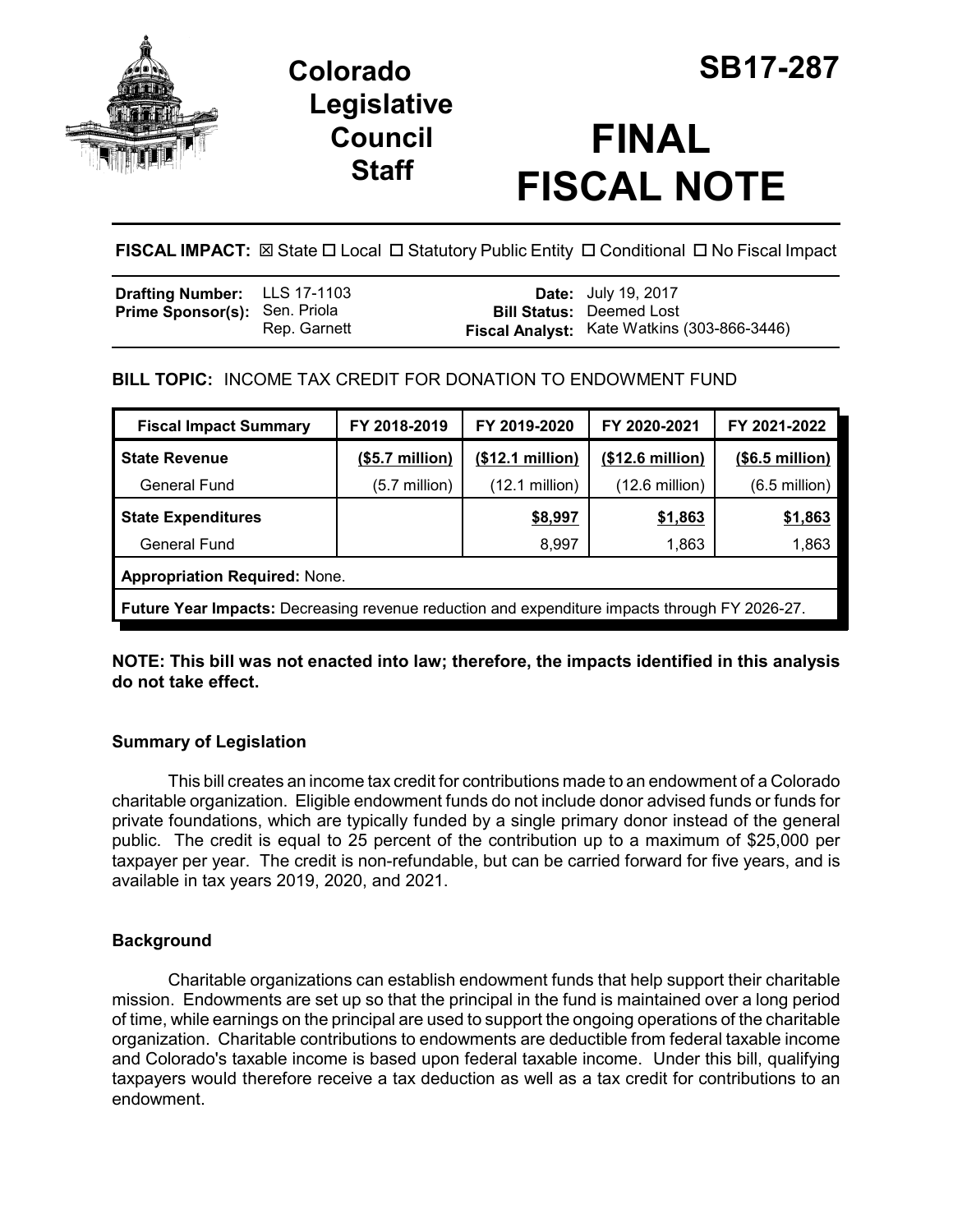# Colorado Legislative Council Staff

# SB17-287

# FINAL FISCAL NOTE

**FISCAL IMPACT:** ☒ State ☐ Local ☐ Statutory Public Entity ☐ Conditional ☐ No Fiscal Impact

| | | | |
|---|---|---|---|
| **Drafting Number:** | LLS 17-1103 | **Date:** | July 19, 2017 |
| **Prime Sponsor(s):** | Sen. Priola<br>Rep. Garnett | **Bill Status:** | Deemed Lost |
| | | **Fiscal Analyst:** | Kate Watkins (303-866-3446) |

**BILL TOPIC:** INCOME TAX CREDIT FOR DONATION TO ENDOWMENT FUND

| Fiscal Impact Summary | FY 2018-2019 | FY 2019-2020 | FY 2020-2021 | FY 2021-2022 |
|---|---|---|---|---|
| **State Revenue** | **($5.7 million)** | **($12.1 million)** | **($12.6 million)** | **($6.5 million)** |
| General Fund | (5.7 million) | (12.1 million) | (12.6 million) | (6.5 million) |
| **State Expenditures** | | **$8,997** | **$1,863** | **$1,863** |
| General Fund | | 8,997 | 1,863 | 1,863 |
| **Appropriation Required:** None. | | | | |
| **Future Year Impacts:** Decreasing revenue reduction and expenditure impacts through FY 2026-27. | | | | |

**NOTE: This bill was not enacted into law; therefore, the impacts identified in this analysis do not take effect.**

### Summary of Legislation

This bill creates an income tax credit for contributions made to an endowment of a Colorado charitable organization. Eligible endowment funds do not include donor advised funds or funds for private foundations, which are typically funded by a single primary donor instead of the general public. The credit is equal to 25 percent of the contribution up to a maximum of $25,000 per taxpayer per year. The credit is non-refundable, but can be carried forward for five years, and is available in tax years 2019, 2020, and 2021.

### Background

Charitable organizations can establish endowment funds that help support their charitable mission. Endowments are set up so that the principal in the fund is maintained over a long period of time, while earnings on the principal are used to support the ongoing operations of the charitable organization. Charitable contributions to endowments are deductible from federal taxable income and Colorado's taxable income is based upon federal taxable income. Under this bill, qualifying taxpayers would therefore receive a tax deduction as well as a tax credit for contributions to an endowment.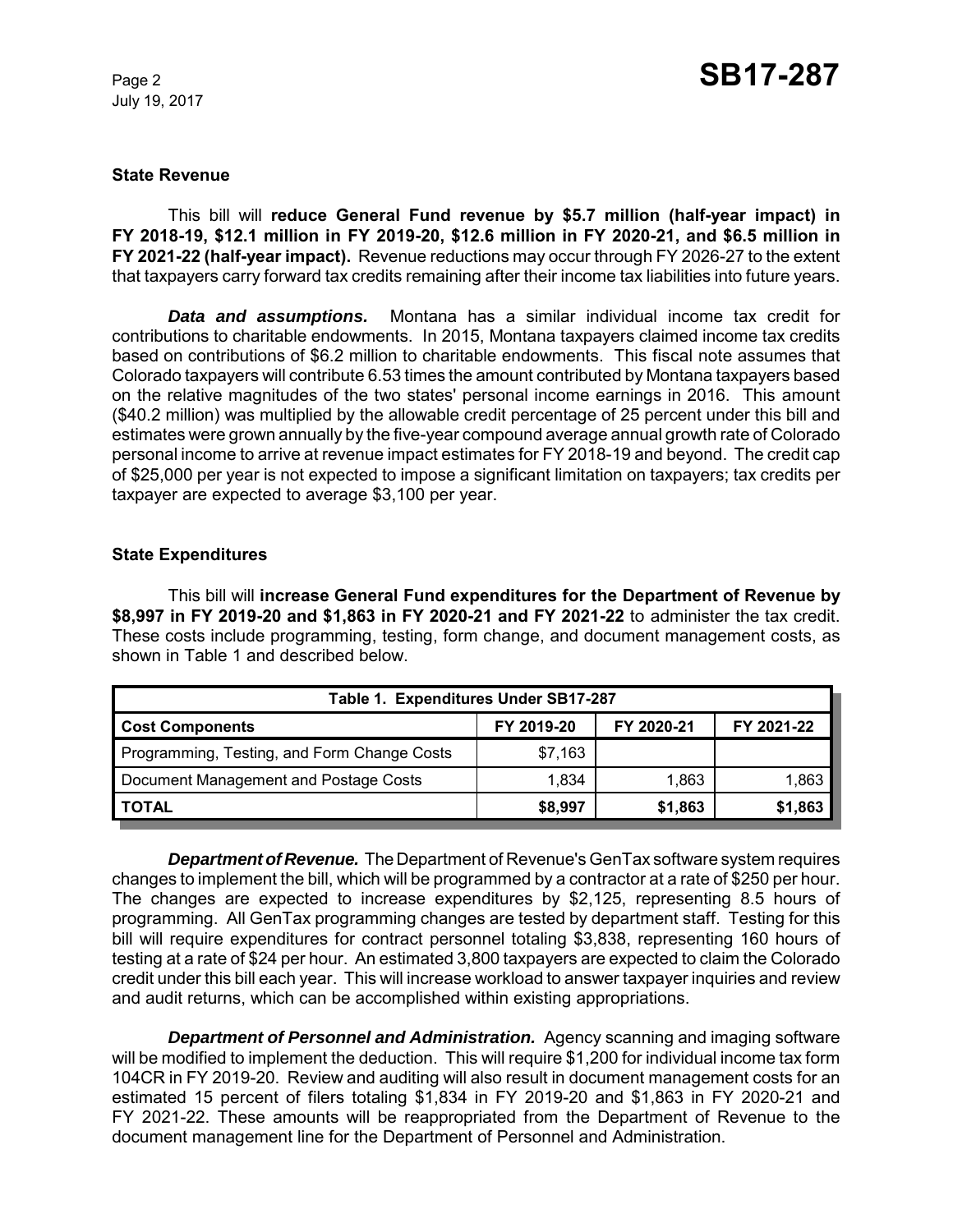### State Revenue

This bill will **reduce General Fund revenue by $5.7 million (half-year impact) in FY 2018-19, $12.1 million in FY 2019-20, $12.6 million in FY 2020-21, and $6.5 million in FY 2021-22 (half-year impact).** Revenue reductions may occur through FY 2026-27 to the extent that taxpayers carry forward tax credits remaining after their income tax liabilities into future years.

***Data and assumptions.*** Montana has a similar individual income tax credit for contributions to charitable endowments. In 2015, Montana taxpayers claimed income tax credits based on contributions of $6.2 million to charitable endowments. This fiscal note assumes that Colorado taxpayers will contribute 6.53 times the amount contributed by Montana taxpayers based on the relative magnitudes of the two states' personal income earnings in 2016. This amount ($40.2 million) was multiplied by the allowable credit percentage of 25 percent under this bill and estimates were grown annually by the five-year compound average annual growth rate of Colorado personal income to arrive at revenue impact estimates for FY 2018-19 and beyond. The credit cap of $25,000 per year is not expected to impose a significant limitation on taxpayers; tax credits per taxpayer are expected to average $3,100 per year.

### State Expenditures

This bill will **increase General Fund expenditures for the Department of Revenue by $8,997 in FY 2019-20 and $1,863 in FY 2020-21 and FY 2021-22** to administer the tax credit. These costs include programming, testing, form change, and document management costs, as shown in Table 1 and described below.

| Table 1. Expenditures Under SB17-287 | | | |
|---|---|---|---|
| **Cost Components** | **FY 2019-20** | **FY 2020-21** | **FY 2021-22** |
| Programming, Testing, and Form Change Costs | $7,163 | | |
| Document Management and Postage Costs | 1,834 | 1,863 | 1,863 |
| **TOTAL** | **$8,997** | **$1,863** | **$1,863** |

***Department of Revenue.*** The Department of Revenue's GenTax software system requires changes to implement the bill, which will be programmed by a contractor at a rate of $250 per hour. The changes are expected to increase expenditures by $2,125, representing 8.5 hours of programming. All GenTax programming changes are tested by department staff. Testing for this bill will require expenditures for contract personnel totaling $3,838, representing 160 hours of testing at a rate of $24 per hour. An estimated 3,800 taxpayers are expected to claim the Colorado credit under this bill each year. This will increase workload to answer taxpayer inquiries and review and audit returns, which can be accomplished within existing appropriations.

***Department of Personnel and Administration.*** Agency scanning and imaging software will be modified to implement the deduction. This will require $1,200 for individual income tax form 104CR in FY 2019-20. Review and auditing will also result in document management costs for an estimated 15 percent of filers totaling $1,834 in FY 2019-20 and $1,863 in FY 2020-21 and FY 2021-22. These amounts will be reappropriated from the Department of Revenue to the document management line for the Department of Personnel and Administration.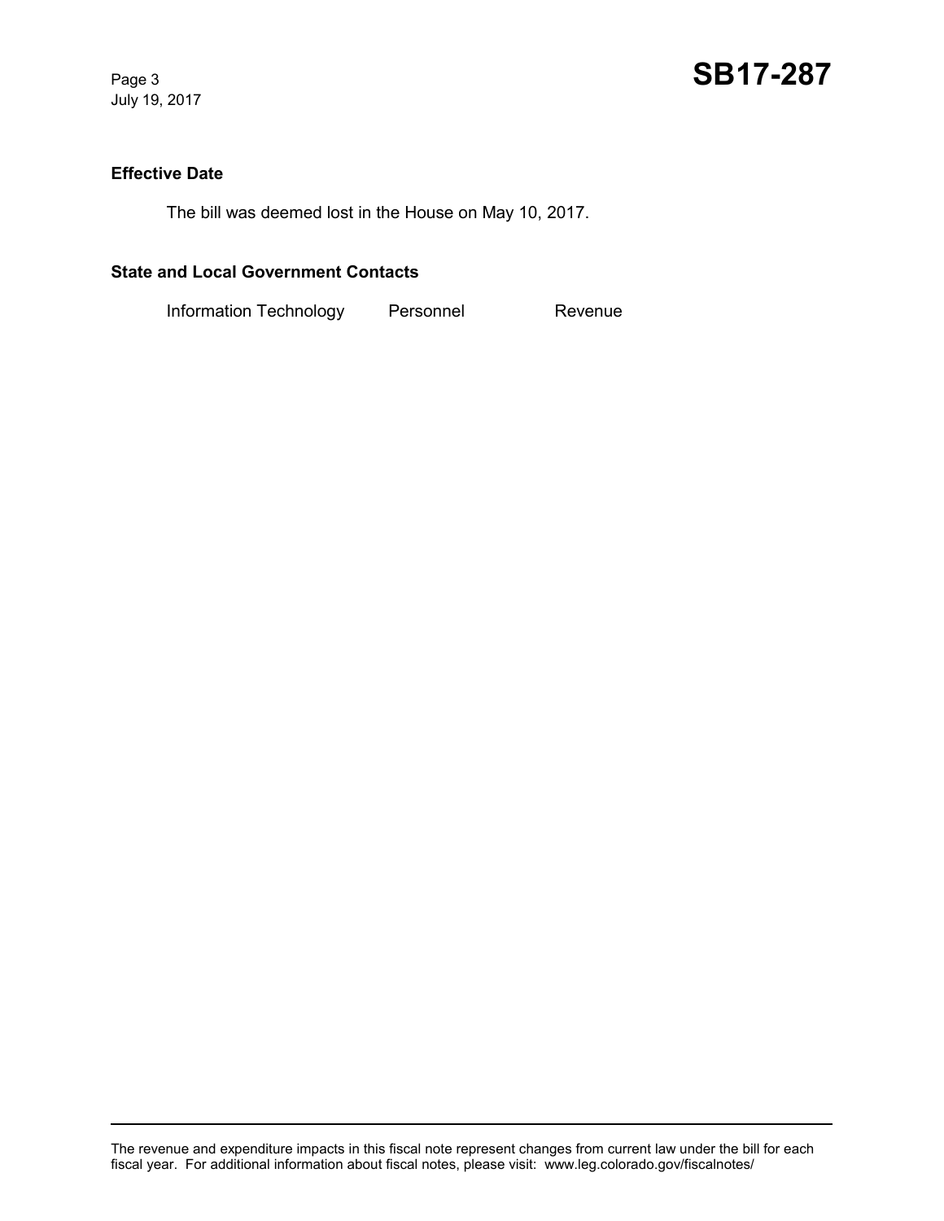### Effective Date

The bill was deemed lost in the House on May 10, 2017.

### State and Local Government Contacts

Information Technology Personnel Revenue

The revenue and expenditure impacts in this fiscal note represent changes from current law under the bill for each fiscal year. For additional information about fiscal notes, please visit: www.leg.colorado.gov/fiscalnotes/